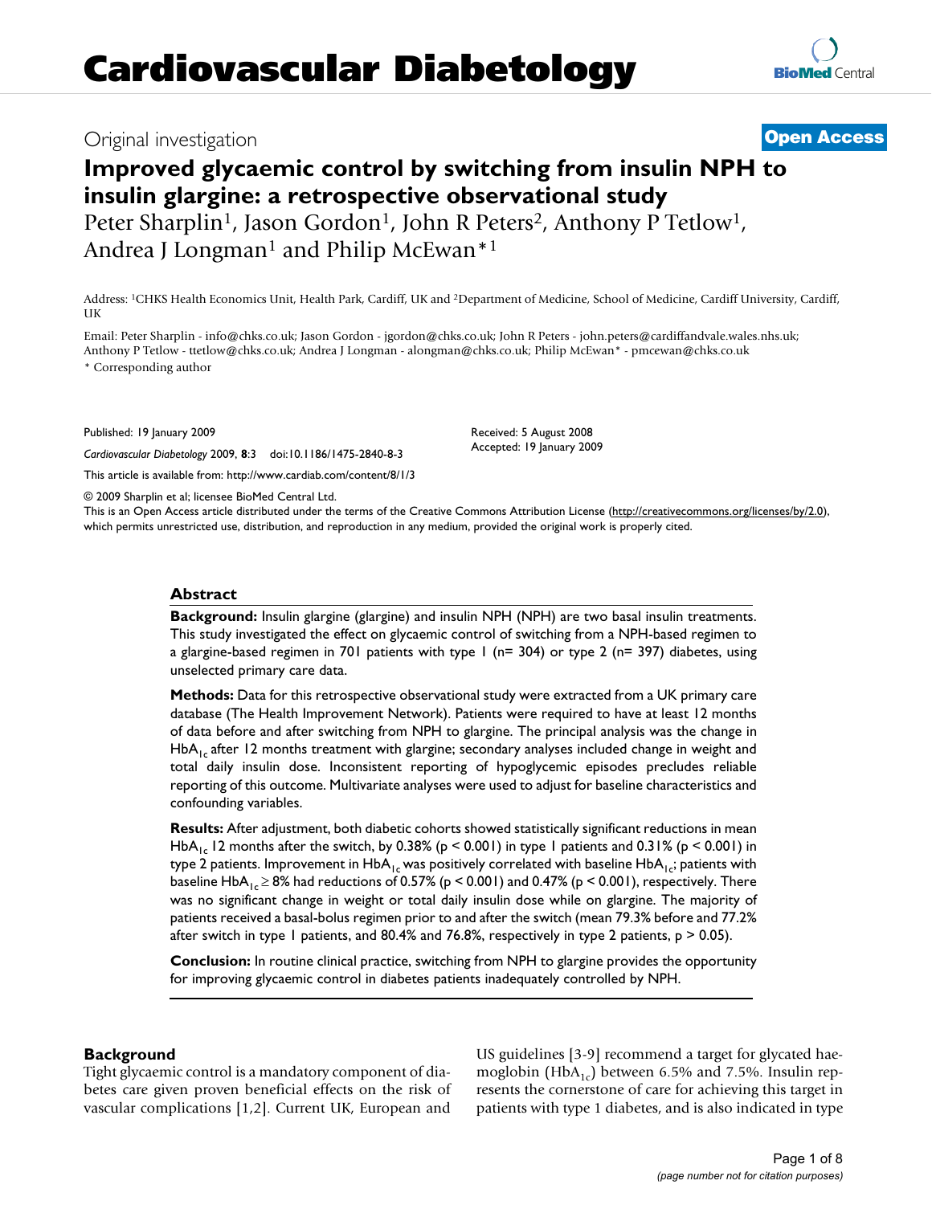# Cardiovascular Diabetology

Original investigation

**Open Access**

## Improved glycaemic control by switching from insulin NPH to insulin glargine: a retrospective observational study

Peter Sharplin[1], Jason Gordon[1], John R Peters[2], Anthony P Tetlow[1], Andrea J Longman[1] and Philip McEwan*[1]

Address: [1]CHKS Health Economics Unit, Health Park, Cardiff, UK and [2]Department of Medicine, School of Medicine, Cardiff University, Cardiff, UK

Email: Peter Sharplin - info@chks.co.uk; Jason Gordon - jgordon@chks.co.uk; John R Peters - john.peters@cardiffandvale.wales.nhs.uk; Anthony P Tetlow - ttetlow@chks.co.uk; Andrea J Longman - alongman@chks.co.uk; Philip McEwan* - pmcewan@chks.co.uk

\* Corresponding author

Published: 19 January 2009

*Cardiovascular Diabetology* 2009, **8**:3 doi:10.1186/1475-2840-8-3

Received: 5 August 2008

Accepted: 19 January 2009

This article is available from: http://www.cardiab.com/content/8/1/3

© 2009 Sharplin et al; licensee BioMed Central Ltd.

This is an Open Access article distributed under the terms of the Creative Commons Attribution License (http://creativecommons.org/licenses/by/2.0), which permits unrestricted use, distribution, and reproduction in any medium, provided the original work is properly cited.

## Abstract

**Background:** Insulin glargine (glargine) and insulin NPH (NPH) are two basal insulin treatments. This study investigated the effect on glycaemic control of switching from a NPH-based regimen to a glargine-based regimen in 701 patients with type 1 (n= 304) or type 2 (n= 397) diabetes, using unselected primary care data.

**Methods:** Data for this retrospective observational study were extracted from a UK primary care database (The Health Improvement Network). Patients were required to have at least 12 months of data before and after switching from NPH to glargine. The principal analysis was the change in $HbA_{1c}$ after 12 months treatment with glargine; secondary analyses included change in weight and total daily insulin dose. Inconsistent reporting of hypoglycemic episodes precludes reliable reporting of this outcome. Multivariate analyses were used to adjust for baseline characteristics and confounding variables.

**Results:** After adjustment, both diabetic cohorts showed statistically significant reductions in mean $HbA_{1c}$ 12 months after the switch, by 0.38% ($p < 0.001$) in type 1 patients and 0.31% ($p < 0.001$) in type 2 patients. Improvement in $HbA_{1c}$ was positively correlated with baseline $HbA_{1c}$; patients with baseline $HbA_{1c} \geq 8\%$ had reductions of 0.57% ($p < 0.001$) and 0.47% ($p < 0.001$), respectively. There was no significant change in weight or total daily insulin dose while on glargine. The majority of patients received a basal-bolus regimen prior to and after the switch (mean 79.3% before and 77.2% after switch in type 1 patients, and 80.4% and 76.8%, respectively in type 2 patients, $p > 0.05$).

**Conclusion:** In routine clinical practice, switching from NPH to glargine provides the opportunity for improving glycaemic control in diabetes patients inadequately controlled by NPH.

## Background

Tight glycaemic control is a mandatory component of diabetes care given proven beneficial effects on the risk of vascular complications [1,2]. Current UK, European and US guidelines [3-9] recommend a target for glycated haemoglobin ($HbA_{1c}$) between 6.5% and 7.5%. Insulin represents the cornerstone of care for achieving this target in patients with type 1 diabetes, and is also indicated in type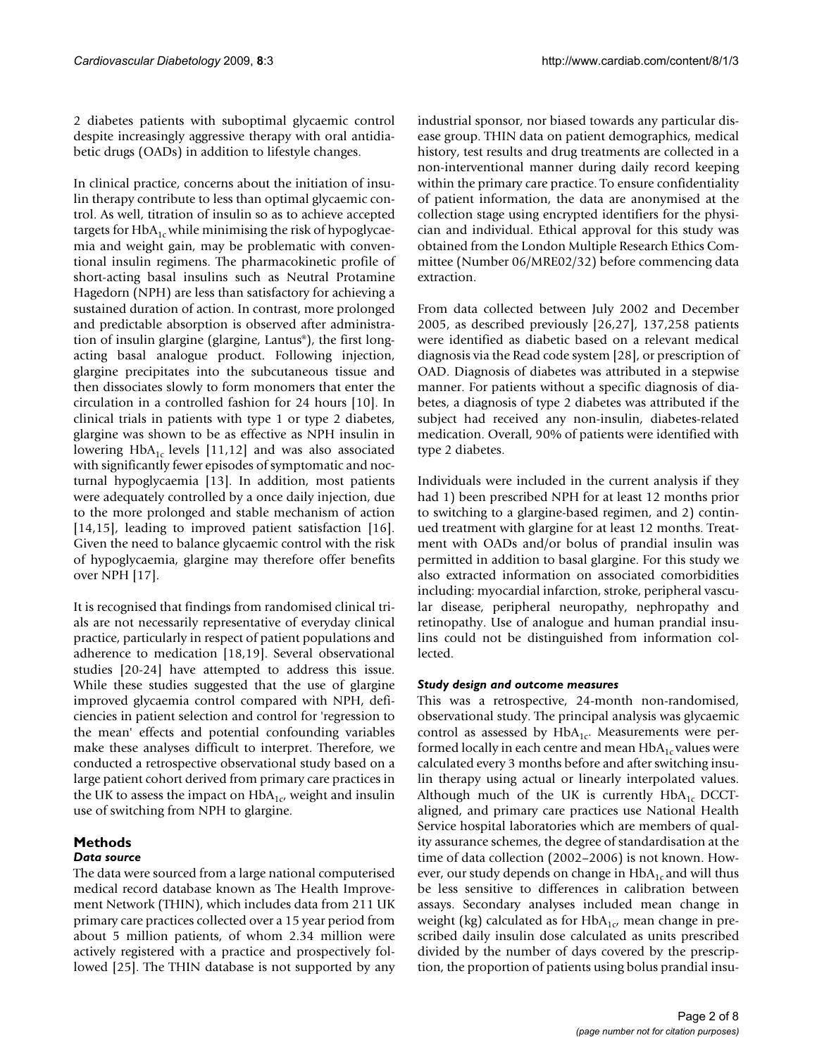2 diabetes patients with suboptimal glycaemic control despite increasingly aggressive therapy with oral antidiabetic drugs (OADs) in addition to lifestyle changes.

In clinical practice, concerns about the initiation of insulin therapy contribute to less than optimal glycaemic control. As well, titration of insulin so as to achieve accepted targets for $HbA_{1c}$ while minimising the risk of hypoglycaemia and weight gain, may be problematic with conventional insulin regimens. The pharmacokinetic profile of short-acting basal insulins such as Neutral Protamine Hagedorn (NPH) are less than satisfactory for achieving a sustained duration of action. In contrast, more prolonged and predictable absorption is observed after administration of insulin glargine (glargine, Lantus®), the first long-acting basal analogue product. Following injection, glargine precipitates into the subcutaneous tissue and then dissociates slowly to form monomers that enter the circulation in a controlled fashion for 24 hours [10]. In clinical trials in patients with type 1 or type 2 diabetes, glargine was shown to be as effective as NPH insulin in lowering $HbA_{1c}$ levels [11,12] and was also associated with significantly fewer episodes of symptomatic and nocturnal hypoglycaemia [13]. In addition, most patients were adequately controlled by a once daily injection, due to the more prolonged and stable mechanism of action [14,15], leading to improved patient satisfaction [16]. Given the need to balance glycaemic control with the risk of hypoglycaemia, glargine may therefore offer benefits over NPH [17].

It is recognised that findings from randomised clinical trials are not necessarily representative of everyday clinical practice, particularly in respect of patient populations and adherence to medication [18,19]. Several observational studies [20-24] have attempted to address this issue. While these studies suggested that the use of glargine improved glycaemia control compared with NPH, deficiencies in patient selection and control for 'regression to the mean' effects and potential confounding variables make these analyses difficult to interpret. Therefore, we conducted a retrospective observational study based on a large patient cohort derived from primary care practices in the UK to assess the impact on $HbA_{1c}$, weight and insulin use of switching from NPH to glargine.

# Methods

### *Data source*

The data were sourced from a large national computerised medical record database known as The Health Improvement Network (THIN), which includes data from 211 UK primary care practices collected over a 15 year period from about 5 million patients, of whom 2.34 million were actively registered with a practice and prospectively followed [25]. The THIN database is not supported by any industrial sponsor, nor biased towards any particular disease group. THIN data on patient demographics, medical history, test results and drug treatments are collected in a non-interventional manner during daily record keeping within the primary care practice. To ensure confidentiality of patient information, the data are anonymised at the collection stage using encrypted identifiers for the physician and individual. Ethical approval for this study was obtained from the London Multiple Research Ethics Committee (Number 06/MRE02/32) before commencing data extraction.

From data collected between July 2002 and December 2005, as described previously [26,27], 137,258 patients were identified as diabetic based on a relevant medical diagnosis via the Read code system [28], or prescription of OAD. Diagnosis of diabetes was attributed in a stepwise manner. For patients without a specific diagnosis of diabetes, a diagnosis of type 2 diabetes was attributed if the subject had received any non-insulin, diabetes-related medication. Overall, 90% of patients were identified with type 2 diabetes.

Individuals were included in the current analysis if they had 1) been prescribed NPH for at least 12 months prior to switching to a glargine-based regimen, and 2) continued treatment with glargine for at least 12 months. Treatment with OADs and/or bolus of prandial insulin was permitted in addition to basal glargine. For this study we also extracted information on associated comorbidities including: myocardial infarction, stroke, peripheral vascular disease, peripheral neuropathy, nephropathy and retinopathy. Use of analogue and human prandial insulins could not be distinguished from information collected.

### *Study design and outcome measures*

This was a retrospective, 24-month non-randomised, observational study. The principal analysis was glycaemic control as assessed by $HbA_{1c}$. Measurements were performed locally in each centre and mean $HbA_{1c}$ values were calculated every 3 months before and after switching insulin therapy using actual or linearly interpolated values. Although much of the UK is currently $HbA_{1c}$ DCCT-aligned, and primary care practices use National Health Service hospital laboratories which are members of quality assurance schemes, the degree of standardisation at the time of data collection (2002–2006) is not known. However, our study depends on change in $HbA_{1c}$ and will thus be less sensitive to differences in calibration between assays. Secondary analyses included mean change in weight (kg) calculated as for $HbA_{1c}$, mean change in prescribed daily insulin dose calculated as units prescribed divided by the number of days covered by the prescription, the proportion of patients using bolus prandial insu-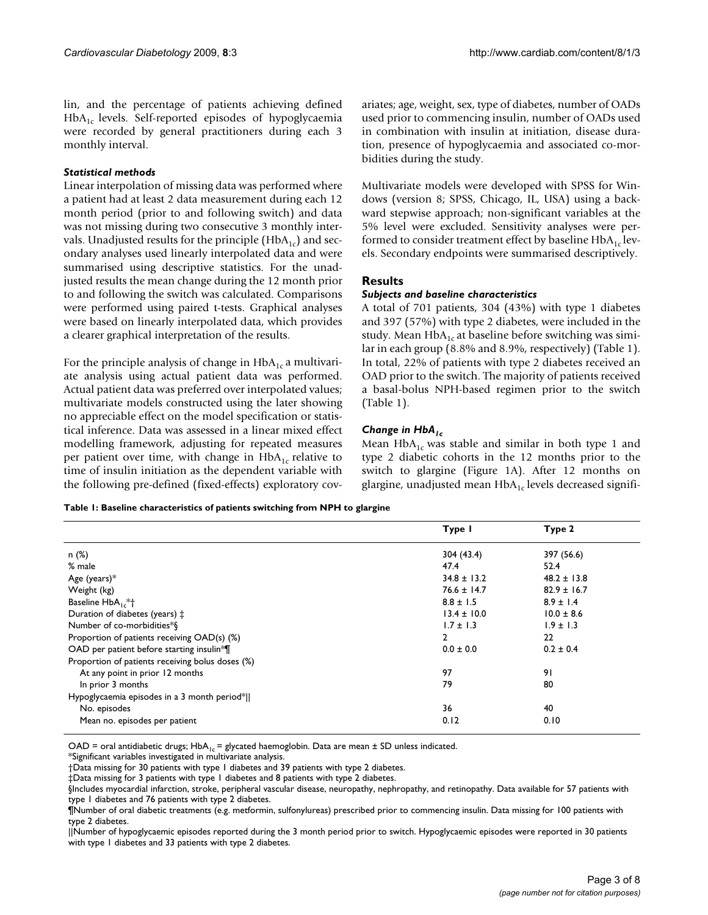lin, and the percentage of patients achieving defined $HbA_{1c}$ levels. Self-reported episodes of hypoglycaemia were recorded by general practitioners during each 3 monthly interval.

### *Statistical methods*

Linear interpolation of missing data was performed where a patient had at least 2 data measurement during each 12 month period (prior to and following switch) and data was not missing during two consecutive 3 monthly intervals. Unadjusted results for the principle ($HbA_{1c}$) and secondary analyses used linearly interpolated data and were summarised using descriptive statistics. For the unadjusted results the mean change during the 12 month prior to and following the switch was calculated. Comparisons were performed using paired t-tests. Graphical analyses were based on linearly interpolated data, which provides a clearer graphical interpretation of the results.

For the principle analysis of change in $HbA_{1c}$ a multivariate analysis using actual patient data was performed. Actual patient data was preferred over interpolated values; multivariate models constructed using the later showing no appreciable effect on the model specification or statistical inference. Data was assessed in a linear mixed effect modelling framework, adjusting for repeated measures per patient over time, with change in $HbA_{1c}$ relative to time of insulin initiation as the dependent variable with the following pre-defined (fixed-effects) exploratory covariates; age, weight, sex, type of diabetes, number of OADs used prior to commencing insulin, number of OADs used in combination with insulin at initiation, disease duration, presence of hypoglycaemia and associated co-morbidities during the study.

Multivariate models were developed with SPSS for Windows (version 8; SPSS, Chicago, IL, USA) using a backward stepwise approach; non-significant variables at the 5% level were excluded. Sensitivity analyses were performed to consider treatment effect by baseline $HbA_{1c}$ levels. Secondary endpoints were summarised descriptively.

## Results

### *Subjects and baseline characteristics*

A total of 701 patients, 304 (43%) with type 1 diabetes and 397 (57%) with type 2 diabetes, were included in the study. Mean $HbA_{1c}$ at baseline before switching was similar in each group (8.8% and 8.9%, respectively) (Table 1). In total, 22% of patients with type 2 diabetes received an OAD prior to the switch. The majority of patients received a basal-bolus NPH-based regimen prior to the switch (Table 1).

### *Change in $HbA_{1c}$*

Mean $HbA_{1c}$ was stable and similar in both type 1 and type 2 diabetic cohorts in the 12 months prior to the switch to glargine (Figure 1A). After 12 months on glargine, unadjusted mean $HbA_{1c}$ levels decreased signifi-

**Table 1: Baseline characteristics of patients switching from NPH to glargine**

| | Type 1 | Type 2 |
|---|---|---|
| n (%) | 304 (43.4) | 397 (56.6) |
| % male | 47.4 | 52.4 |
| Age (years)* | 34.8 ± 13.2 | 48.2 ± 13.8 |
| Weight (kg) | 76.6 ± 14.7 | 82.9 ± 16.7 |
| Baseline $HbA_{1c}$*† | 8.8 ± 1.5 | 8.9 ± 1.4 |
| Duration of diabetes (years) ‡ | 13.4 ± 10.0 | 10.0 ± 8.6 |
| Number of co-morbidities*§ | 1.7 ± 1.3 | 1.9 ± 1.3 |
| Proportion of patients receiving OAD(s) (%) | 2 | 22 |
| OAD per patient before starting insulin*¶ | 0.0 ± 0.0 | 0.2 ± 0.4 |
| Proportion of patients receiving bolus doses (%) | | |
| At any point in prior 12 months | 97 | 91 |
| In prior 3 months | 79 | 80 |
| Hypoglycaemia episodes in a 3 month period*\|\| | | |
| No. episodes | 36 | 40 |
| Mean no. episodes per patient | 0.12 | 0.10 |

OAD = oral antidiabetic drugs; $HbA_{1c}$ = glycated haemoglobin. Data are mean ± SD unless indicated.
*Significant variables investigated in multivariate analysis.
†Data missing for 30 patients with type 1 diabetes and 39 patients with type 2 diabetes.
‡Data missing for 3 patients with type 1 diabetes and 8 patients with type 2 diabetes.
§Includes myocardial infarction, stroke, peripheral vascular disease, neuropathy, nephropathy, and retinopathy. Data available for 57 patients with type 1 diabetes and 76 patients with type 2 diabetes.
¶Number of oral diabetic treatments (e.g. metformin, sulfonylureas) prescribed prior to commencing insulin. Data missing for 100 patients with type 2 diabetes.
||Number of hypoglycaemic episodes reported during the 3 month period prior to switch. Hypoglycaemic episodes were reported in 30 patients with type 1 diabetes and 33 patients with type 2 diabetes.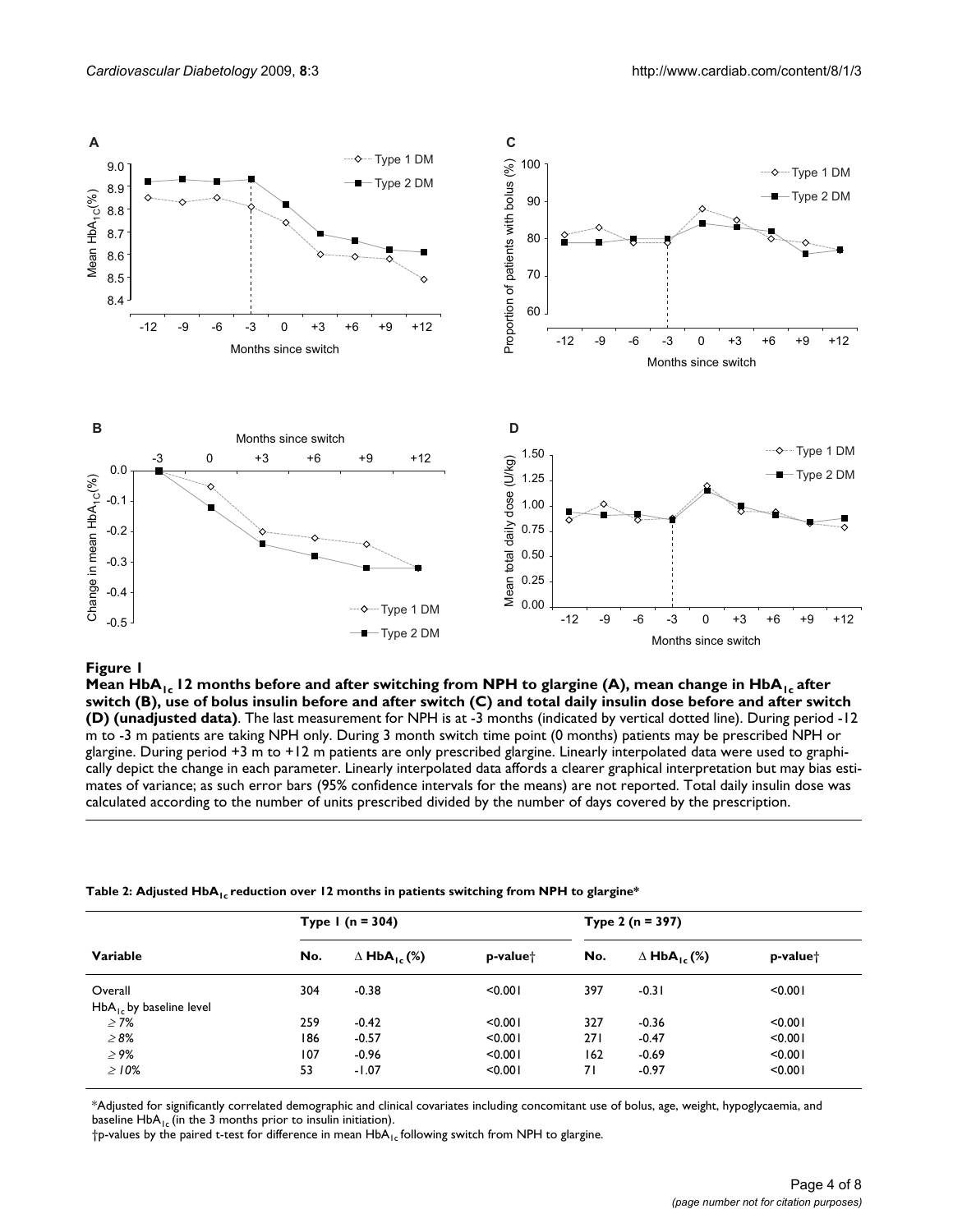**Figure 1**

**Mean $HbA_{1c}$ 12 months before and after switching from NPH to glargine (A), mean change in $HbA_{1c}$ after switch (B), use of bolus insulin before and after switch (C) and total daily insulin dose before and after switch (D) (unadjusted data)**. The last measurement for NPH is at -3 months (indicated by vertical dotted line). During period -12 m to -3 m patients are taking NPH only. During 3 month switch time point (0 months) patients may be prescribed NPH or glargine. During period +3 m to +12 m patients are only prescribed glargine. Linearly interpolated data were used to graphically depict the change in each parameter. Linearly interpolated data affords a clearer graphical interpretation but may bias estimates of variance; as such error bars (95% confidence intervals for the means) are not reported. Total daily insulin dose was calculated according to the number of units prescribed divided by the number of days covered by the prescription.

**Table 2: Adjusted $HbA_{1c}$ reduction over 12 months in patients switching from NPH to glargine***

| Variable | Type 1 (n = 304) | | | Type 2 (n = 397) | | |
|---|---|---|---|---|---|---|
| | No. | $\Delta$ $HbA_{1c}$ (%) | p-value† | No. | $\Delta$ $HbA_{1c}$ (%) | p-value† |
| Overall | 304 | -0.38 | <0.001 | 397 | -0.31 | <0.001 |
| $HbA_{1c}$ by baseline level | | | | | | |
| ≥ 7% | 259 | -0.42 | <0.001 | 327 | -0.36 | <0.001 |
| ≥ 8% | 186 | -0.57 | <0.001 | 271 | -0.47 | <0.001 |
| ≥ 9% | 107 | -0.96 | <0.001 | 162 | -0.69 | <0.001 |
| ≥ 10% | 53 | -1.07 | <0.001 | 71 | -0.97 | <0.001 |

*Adjusted for significantly correlated demographic and clinical covariates including concomitant use of bolus, age, weight, hypoglycaemia, and baseline $HbA_{1c}$ (in the 3 months prior to insulin initiation).

†p-values by the paired t-test for difference in mean $HbA_{1c}$ following switch from NPH to glargine.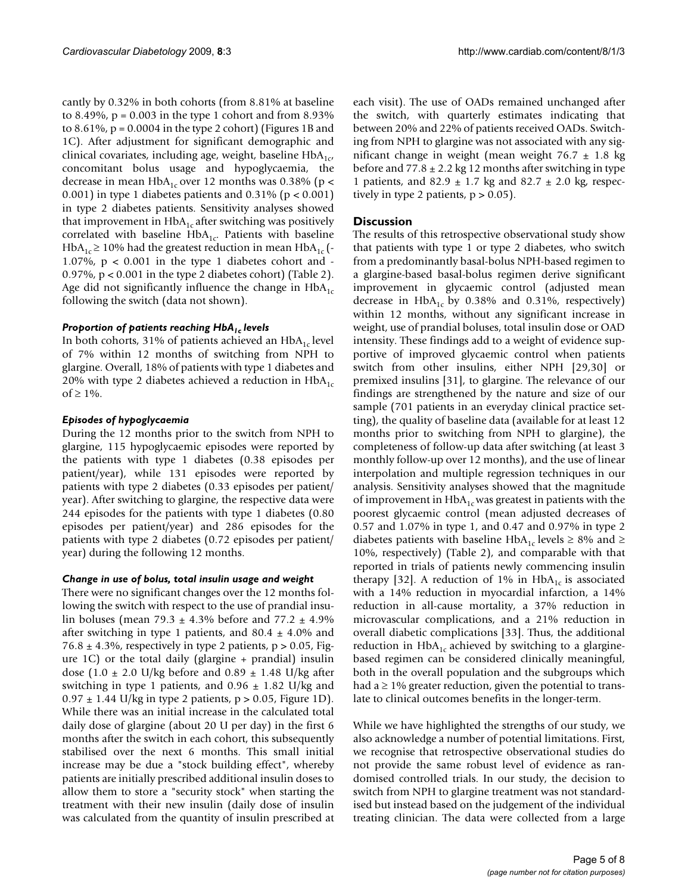cantly by 0.32% in both cohorts (from 8.81% at baseline to 8.49%, $p = 0.003$ in the type 1 cohort and from 8.93% to 8.61%, $p = 0.0004$ in the type 2 cohort) (Figures 1B and 1C). After adjustment for significant demographic and clinical covariates, including age, weight, baseline $HbA_{1c}$, concomitant bolus usage and hypoglycaemia, the decrease in mean $HbA_{1c}$ over 12 months was 0.38% ($p < 0.001$) in type 1 diabetes patients and 0.31% ($p < 0.001$) in type 2 diabetes patients. Sensitivity analyses showed that improvement in $HbA_{1c}$ after switching was positively correlated with baseline $HbA_{1c}$. Patients with baseline $HbA_{1c} \geq 10\%$ had the greatest reduction in mean $HbA_{1c}$ (-1.07%, $p < 0.001$ in the type 1 diabetes cohort and -0.97%, $p < 0.001$ in the type 2 diabetes cohort) (Table 2). Age did not significantly influence the change in $HbA_{1c}$ following the switch (data not shown).

### *Proportion of patients reaching $HbA_{1c}$ levels*

In both cohorts, 31% of patients achieved an $HbA_{1c}$ level of 7% within 12 months of switching from NPH to glargine. Overall, 18% of patients with type 1 diabetes and 20% with type 2 diabetes achieved a reduction in $HbA_{1c}$ of $\geq 1\%$.

### *Episodes of hypoglycaemia*

During the 12 months prior to the switch from NPH to glargine, 115 hypoglycaemic episodes were reported by the patients with type 1 diabetes (0.38 episodes per patient/year), while 131 episodes were reported by patients with type 2 diabetes (0.33 episodes per patient/year). After switching to glargine, the respective data were 244 episodes for the patients with type 1 diabetes (0.80 episodes per patient/year) and 286 episodes for the patients with type 2 diabetes (0.72 episodes per patient/year) during the following 12 months.

### *Change in use of bolus, total insulin usage and weight*

There were no significant changes over the 12 months following the switch with respect to the use of prandial insulin boluses (mean 79.3 ± 4.3% before and 77.2 ± 4.9% after switching in type 1 patients, and 80.4 ± 4.0% and 76.8 ± 4.3%, respectively in type 2 patients, $p > 0.05$, Figure 1C) or the total daily (glargine + prandial) insulin dose (1.0 ± 2.0 U/kg before and 0.89 ± 1.48 U/kg after switching in type 1 patients, and 0.96 ± 1.82 U/kg and 0.97 ± 1.44 U/kg in type 2 patients, $p > 0.05$, Figure 1D). While there was an initial increase in the calculated total daily dose of glargine (about 20 U per day) in the first 6 months after the switch in each cohort, this subsequently stabilised over the next 6 months. This small initial increase may be due a "stock building effect", whereby patients are initially prescribed additional insulin doses to allow them to store a "security stock" when starting the treatment with their new insulin (daily dose of insulin was calculated from the quantity of insulin prescribed at each visit). The use of OADs remained unchanged after the switch, with quarterly estimates indicating that between 20% and 22% of patients received OADs. Switching from NPH to glargine was not associated with any significant change in weight (mean weight 76.7 ± 1.8 kg before and 77.8 ± 2.2 kg 12 months after switching in type 1 patients, and 82.9 ± 1.7 kg and 82.7 ± 2.0 kg, respectively in type 2 patients, $p > 0.05$).

## Discussion

The results of this retrospective observational study show that patients with type 1 or type 2 diabetes, who switch from a predominantly basal-bolus NPH-based regimen to a glargine-based basal-bolus regimen derive significant improvement in glycaemic control (adjusted mean decrease in $HbA_{1c}$ by 0.38% and 0.31%, respectively) within 12 months, without any significant increase in weight, use of prandial boluses, total insulin dose or OAD intensity. These findings add to a weight of evidence supportive of improved glycaemic control when patients switch from other insulins, either NPH [29,30] or premixed insulins [31], to glargine. The relevance of our findings are strengthened by the nature and size of our sample (701 patients in an everyday clinical practice setting), the quality of baseline data (available for at least 12 months prior to switching from NPH to glargine), the completeness of follow-up data after switching (at least 3 monthly follow-up over 12 months), and the use of linear interpolation and multiple regression techniques in our analysis. Sensitivity analyses showed that the magnitude of improvement in $HbA_{1c}$ was greatest in patients with the poorest glycaemic control (mean adjusted decreases of 0.57 and 1.07% in type 1, and 0.47 and 0.97% in type 2 diabetes patients with baseline $HbA_{1c}$ levels $\geq 8\%$ and $\geq 10\%$, respectively) (Table 2), and comparable with that reported in trials of patients newly commencing insulin therapy [32]. A reduction of 1% in $HbA_{1c}$ is associated with a 14% reduction in myocardial infarction, a 14% reduction in all-cause mortality, a 37% reduction in microvascular complications, and a 21% reduction in overall diabetic complications [33]. Thus, the additional reduction in $HbA_{1c}$ achieved by switching to a glargine-based regimen can be considered clinically meaningful, both in the overall population and the subgroups which had a $\geq 1\%$ greater reduction, given the potential to translate to clinical outcomes benefits in the longer-term.

While we have highlighted the strengths of our study, we also acknowledge a number of potential limitations. First, we recognise that retrospective observational studies do not provide the same robust level of evidence as randomised controlled trials. In our study, the decision to switch from NPH to glargine treatment was not standardised but instead based on the judgement of the individual treating clinician. The data were collected from a large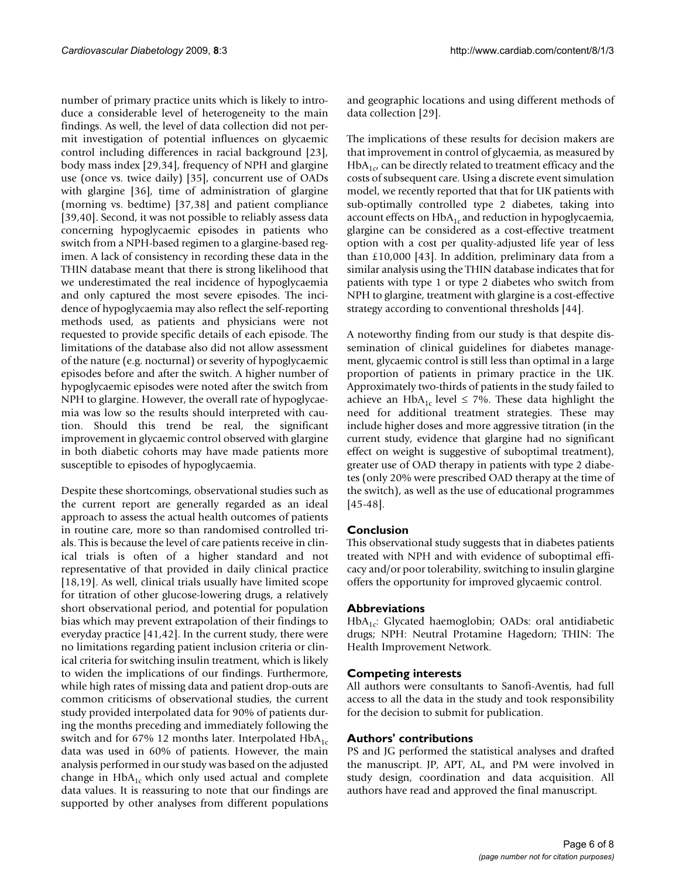number of primary practice units which is likely to introduce a considerable level of heterogeneity to the main findings. As well, the level of data collection did not permit investigation of potential influences on glycaemic control including differences in racial background [23], body mass index [29,34], frequency of NPH and glargine use (once vs. twice daily) [35], concurrent use of OADs with glargine [36], time of administration of glargine (morning vs. bedtime) [37,38] and patient compliance [39,40]. Second, it was not possible to reliably assess data concerning hypoglycaemic episodes in patients who switch from a NPH-based regimen to a glargine-based regimen. A lack of consistency in recording these data in the THIN database meant that there is strong likelihood that we underestimated the real incidence of hypoglycaemia and only captured the most severe episodes. The incidence of hypoglycaemia may also reflect the self-reporting methods used, as patients and physicians were not requested to provide specific details of each episode. The limitations of the database also did not allow assessment of the nature (e.g. nocturnal) or severity of hypoglycaemic episodes before and after the switch. A higher number of hypoglycaemic episodes were noted after the switch from NPH to glargine. However, the overall rate of hypoglycaemia was low so the results should interpreted with caution. Should this trend be real, the significant improvement in glycaemic control observed with glargine in both diabetic cohorts may have made patients more susceptible to episodes of hypoglycaemia.

Despite these shortcomings, observational studies such as the current report are generally regarded as an ideal approach to assess the actual health outcomes of patients in routine care, more so than randomised controlled trials. This is because the level of care patients receive in clinical trials is often of a higher standard and not representative of that provided in daily clinical practice [18,19]. As well, clinical trials usually have limited scope for titration of other glucose-lowering drugs, a relatively short observational period, and potential for population bias which may prevent extrapolation of their findings to everyday practice [41,42]. In the current study, there were no limitations regarding patient inclusion criteria or clinical criteria for switching insulin treatment, which is likely to widen the implications of our findings. Furthermore, while high rates of missing data and patient drop-outs are common criticisms of observational studies, the current study provided interpolated data for 90% of patients during the months preceding and immediately following the switch and for 67% 12 months later. Interpolated $HbA_{1c}$ data was used in 60% of patients. However, the main analysis performed in our study was based on the adjusted change in $HbA_{1c}$ which only used actual and complete data values. It is reassuring to note that our findings are supported by other analyses from different populations and geographic locations and using different methods of data collection [29].

The implications of these results for decision makers are that improvement in control of glycaemia, as measured by $HbA_{1c}$, can be directly related to treatment efficacy and the costs of subsequent care. Using a discrete event simulation model, we recently reported that that for UK patients with sub-optimally controlled type 2 diabetes, taking into account effects on $HbA_{1c}$ and reduction in hypoglycaemia, glargine can be considered as a cost-effective treatment option with a cost per quality-adjusted life year of less than £10,000 [43]. In addition, preliminary data from a similar analysis using the THIN database indicates that for patients with type 1 or type 2 diabetes who switch from NPH to glargine, treatment with glargine is a cost-effective strategy according to conventional thresholds [44].

A noteworthy finding from our study is that despite dissemination of clinical guidelines for diabetes management, glycaemic control is still less than optimal in a large proportion of patients in primary practice in the UK. Approximately two-thirds of patients in the study failed to achieve an $HbA_{1c}$ level ≤ 7%. These data highlight the need for additional treatment strategies. These may include higher doses and more aggressive titration (in the current study, evidence that glargine had no significant effect on weight is suggestive of suboptimal treatment), greater use of OAD therapy in patients with type 2 diabetes (only 20% were prescribed OAD therapy at the time of the switch), as well as the use of educational programmes [45-48].

## Conclusion

This observational study suggests that in diabetes patients treated with NPH and with evidence of suboptimal efficacy and/or poor tolerability, switching to insulin glargine offers the opportunity for improved glycaemic control.

## Abbreviations

$HbA_{1c}$: Glycated haemoglobin; OADs: oral antidiabetic drugs; NPH: Neutral Protamine Hagedorn; THIN: The Health Improvement Network.

## Competing interests

All authors were consultants to Sanofi-Aventis, had full access to all the data in the study and took responsibility for the decision to submit for publication.

## Authors' contributions

PS and JG performed the statistical analyses and drafted the manuscript. JP, APT, AL, and PM were involved in study design, coordination and data acquisition. All authors have read and approved the final manuscript.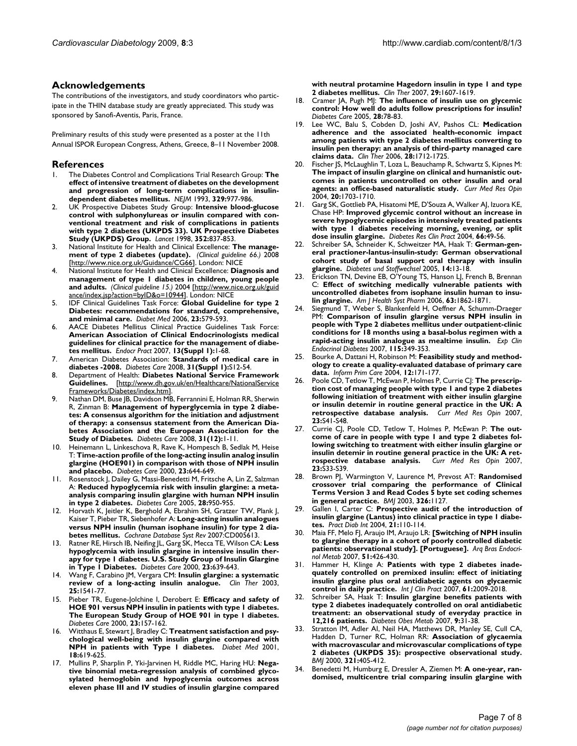## Acknowledgements

The contributions of the investigators, and study coordinators who participate in the THIN database study are greatly appreciated. This study was sponsored by Sanofi-Aventis, Paris, France.

Preliminary results of this study were presented as a poster at the 11th Annual ISPOR European Congress, Athens, Greece, 8–11 November 2008.

## References

1. The Diabetes Control and Complications Trial Research Group: **The effect of intensive treatment of diabetes on the development and progression of long-term complications in insulin-dependent diabetes mellitus.** *NEJM* 1993, **329:**977-986.
2. UK Prospective Diabetes Study Group: **Intensive blood-glucose control with sulphonylureas or insulin compared with conventional treatment and risk of complications in patients with type 2 diabetes (UKPDS 33). UK Prospective Diabetes Study (UKPDS) Group.** *Lancet* 1998, **352:**837-853.
3. National Institute for Health and Clinical Excellence: **The management of type 2 diabetes (update).** *(Clinical guideline 66.)* 2008 [http://www.nice.org.uk/Guidance/CG66]. London: NICE
4. National Institute for Health and Clinical Excellence: **Diagnosis and management of type 1 diabetes in children, young people and adults.** *(Clinical guideline 15.)* 2004 [http://www.nice.org.uk/guidance/index.jsp?action=byID&o=10944]. London: NICE
5. IDF Clinical Guidelines Task Force: **Global Guideline for type 2 Diabetes: recommendations for standard, comprehensive, and minimal care.** *Diabet Med* 2006, **23:**579-593.
6. AACE Diabetes Mellitus Clinical Practice Guidelines Task Force: **American Association of Clinical Endocrinologists medical guidelines for clinical practice for the management of diabetes mellitus.** *Endocr Pract* 2007, **13(Suppl 1):**1-68.
7. American Diabetes Association: **Standards of medical care in diabetes -2008.** *Diabetes Care* 2008, **31(Suppl 1):**S12-54.
8. Department of Health: **Diabetes National Service Framework Guidelines.** [http://www.dh.gov.uk/en/Healthcare/NationalServiceFrameworks/Diabetes/index.htm].
9. Nathan DM, Buse JB, Davidson MB, Ferrannini E, Holman RR, Sherwin R, Zinman B: **Management of hyperglycemia in type 2 diabetes: A consensus algorithm for the initiation and adjustment of therapy: a consensus statement from the American Diabetes Association and the European Association for the Study of Diabetes.** *Diabetes Care* 2008, **31(12):**1-11.
10. Heinemann L, Linkeschova R, Rave K, Hompesch B, Sedlak M, Heise T: **Time-action profile of the long-acting insulin analog insulin glargine (HOE901) in comparison with those of NPH insulin and placebo.** *Diabetes Care* 2000, **23:**644-649.
11. Rosenstock J, Dailey G, Massi-Benedetti M, Fritsche A, Lin Z, Salzman A: **Reduced hypoglycemia risk with insulin glargine: a meta-analysis comparing insulin glargine with human NPH insulin in type 2 diabetes.** *Diabetes Care* 2005, **28:**950-955.
12. Horvath K, Jeitler K, Berghold A, Ebrahim SH, Gratzer TW, Plank J, Kaiser T, Pieber TR, Siebenhofer A: **Long-acting insulin analogues versus NPH insulin (human isophane insulin) for type 2 diabetes mellitus.** *Cochrane Database Syst Rev* 2007:CD005613.
13. Ratner RE, Hirsch IB, Neifing JL, Garg SK, Mecca TE, Wilson CA: **Less hypoglycemia with insulin glargine in intensive insulin therapy for type 1 diabetes. U.S. Study Group of Insulin Glargine in Type 1 Diabetes.** *Diabetes Care* 2000, **23:**639-643.
14. Wang F, Carabino JM, Vergara CM: **Insulin glargine: a systematic review of a long-acting insulin analogue.** *Clin Ther* 2003, **25:**1541-77.
15. Pieber TR, Eugene-Jolchine I, Derobert E: **Efficacy and safety of HOE 901 versus NPH insulin in patients with type 1 diabetes. The European Study Group of HOE 901 in type 1 diabetes.** *Diabetes Care* 2000, **23:**157-162.
16. Witthaus E, Stewart J, Bradley C: **Treatment satisfaction and psychological well-being with insulin glargine compared with NPH in patients with Type 1 diabetes.** *Diabet Med* 2001, **18:**619-625.
17. Mullins P, Sharplin P, Yki-Jarvinen H, Riddle MC, Haring HU: **Negative binomial meta-regression analysis of combined glycosylated hemoglobin and hypoglycemia outcomes across eleven phase III and IV studies of insulin glargine compared with neutral protamine Hagedorn insulin in type 1 and type 2 diabetes mellitus.** *Clin Ther* 2007, **29:**1607-1619.
18. Cramer JA, Pugh MJ: **The influence of insulin use on glycemic control: How well do adults follow prescriptions for insulin?** *Diabetes Care* 2005, **28:**78-83.
19. Lee WC, Balu S, Cobden D, Joshi AV, Pashos CL: **Medication adherence and the associated health-economic impact among patients with type 2 diabetes mellitus converting to insulin pen therapy: an analysis of third-party managed care claims data.** *Clin Ther* 2006, **28:**1712-1725.
20. Fischer JS, McLaughlin T, Loza L, Beauchamp R, Schwartz S, Kipnes M: **The impact of insulin glargine on clinical and humanistic outcomes in patients uncontrolled on other insulin and oral agents: an office-based naturalistic study.** *Curr Med Res Opin* 2004, **20:**1703-1710.
21. Garg SK, Gottlieb PA, Hisatomi ME, D'Souza A, Walker AJ, Izuora KE, Chase HP: **Improved glycemic control without an increase in severe hypoglycemic episodes in intensively treated patients with type 1 diabetes receiving morning, evening, or split dose insulin glargine.** *Diabetes Res Clin Pract* 2004, **66:**49-56.
22. Schreiber SA, Schneider K, Schweitzer MA, Haak T: **German-general practitioner-lantus-insulin-study: German observational cohort study of basal support oral therapy with insulin glargine.** *Diabetes und Stoffwechsel* 2005, **14:**13-18.
23. Erickson TN, Devine EB, O'Young TS, Hanson LJ, French B, Brennan C: **Effect of switching medically vulnerable patients with uncontrolled diabetes from isophane insulin human to insulin glargine.** *Am J Health Syst Pharm* 2006, **63:**1862-1871.
24. Siegmund T, Weber S, Blankenfeld H, Oeffner A, Schumm-Draeger PM: **Comparison of insulin glargine versus NPH insulin in people with Type 2 diabetes mellitus under outpatient-clinic conditions for 18 months using a basal-bolus regimen with a rapid-acting insulin analogue as mealtime insulin.** *Exp Clin Endocrinol Diabetes* 2007, **115:**349-353.
25. Bourke A, Dattani H, Robinson M: **Feasibility study and methodology to create a quality-evaluated database of primary care data.** *Inform Prim Care* 2004, **12:**171-177.
26. Poole CD, Tetlow T, McEwan P, Holmes P, Currie CJ: **The prescription cost of managing people with type 1 and type 2 diabetes following initiation of treatment with either insulin glargine or insulin detemir in routine general practice in the UK: A retrospective database analysis.** *Curr Med Res Opin* 2007, **23:**S41-S48.
27. Currie CJ, Poole CD, Tetlow T, Holmes P, McEwan P: **The outcome of care in people with type 1 and type 2 diabetes following switching to treatment with either insulin glargine or insulin detemir in routine general practice in the UK: A retrospective database analysis.** *Curr Med Res Opin* 2007, **23:**S33-S39.
28. Brown PJ, Warmington V, Laurence M, Prevost AT: **Randomised crossover trial comparing the performance of Clinical Terms Version 3 and Read Codes 5 byte set coding schemes in general practice.** *BMJ* 2003, **326:**1127.
29. Gallen I, Carter C: **Prospective audit of the introduction of insulin glargine (Lantus) into clinical practice in type 1 diabetes.** *Pract Diab Int* 2004, **21:**110-114.
30. Maia FF, Melo FJ, Araujo IM, Araujo LR: **[Switching of NPH insulin to glargine therapy in a cohort of poorly controlled diabetic patients: observational study]. [Portuguese].** *Arq Bras Endocrinol Metab* 2007, **51:**426-430.
31. Hammer H, Klinge A: **Patients with type 2 diabetes inadequately controlled on premixed insulin: effect of initiating insulin glargine plus oral antidiabetic agents on glycaemic control in daily practice.** *Int J Clin Pract* 2007, **61:**2009-2018.
32. Schreiber SA, Haak T: **Insulin glargine benefits patients with type 2 diabetes inadequately controlled on oral antidiabetic treatment: an observational study of everyday practice in 12,216 patients.** *Diabetes Obes Metab* 2007, **9:**31-38.
33. Stratton IM, Adler AI, Neil HA, Matthews DR, Manley SE, Cull CA, Hadden D, Turner RC, Holman RR: **Association of glycaemia with macrovascular and microvascular complications of type 2 diabetes (UKPDS 35): prospective observational study.** *BMJ* 2000, **321:**405-412.
34. Benedetti M, Humburg E, Dressler A, Ziemen M: **A one-year, randomised, multicentre trial comparing insulin glargine with**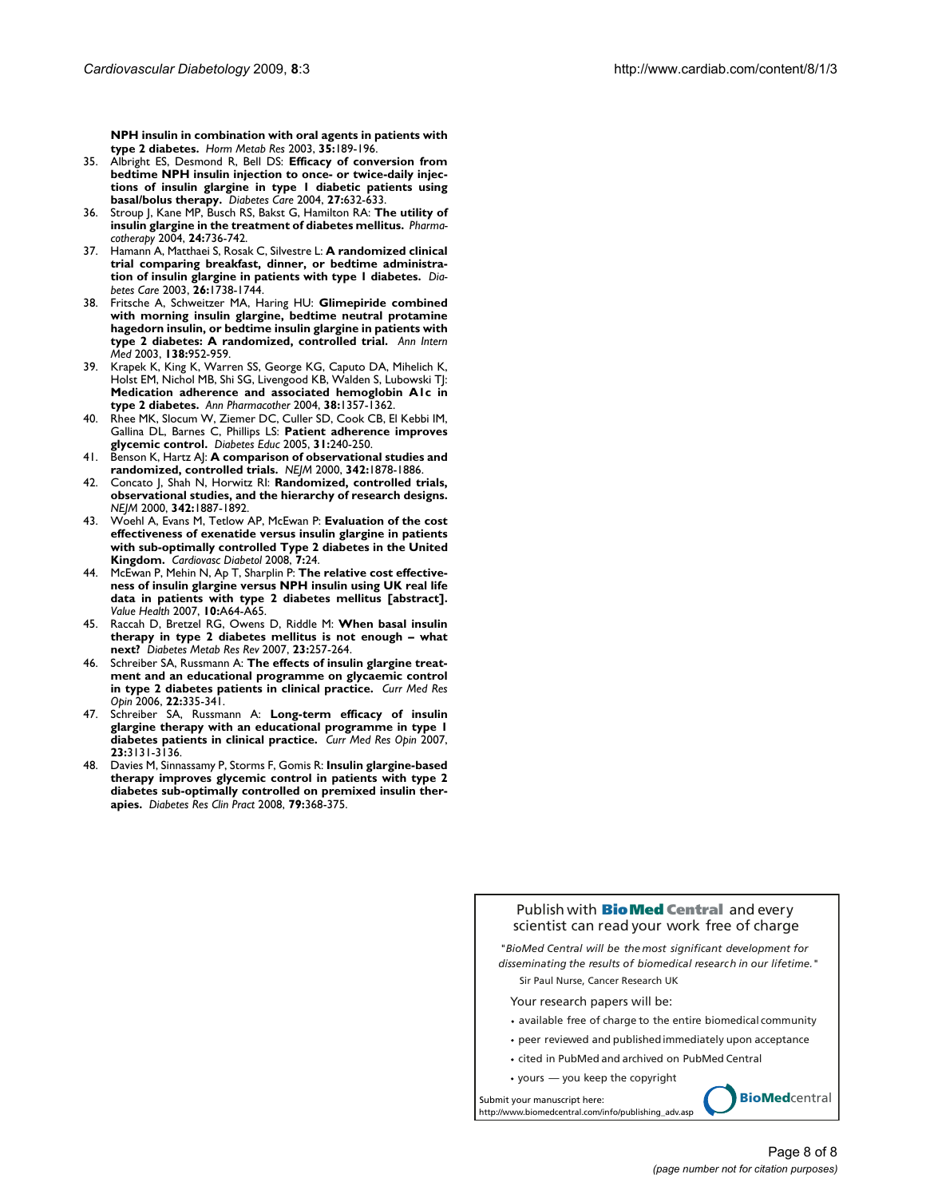**NPH insulin in combination with oral agents in patients with type 2 diabetes.** *Horm Metab Res* 2003, **35:**189-196.

35. Albright ES, Desmond R, Bell DS: **Efficacy of conversion from bedtime NPH insulin injection to once- or twice-daily injections of insulin glargine in type 1 diabetic patients using basal/bolus therapy.** *Diabetes Care* 2004, **27:**632-633.
36. Stroup J, Kane MP, Busch RS, Bakst G, Hamilton RA: **The utility of insulin glargine in the treatment of diabetes mellitus.** *Pharmacotherapy* 2004, **24:**736-742.
37. Hamann A, Matthaei S, Rosak C, Silvestre L: **A randomized clinical trial comparing breakfast, dinner, or bedtime administration of insulin glargine in patients with type 1 diabetes.** *Diabetes Care* 2003, **26:**1738-1744.
38. Fritsche A, Schweitzer MA, Haring HU: **Glimepiride combined with morning insulin glargine, bedtime neutral protamine hagedorn insulin, or bedtime insulin glargine in patients with type 2 diabetes: A randomized, controlled trial.** *Ann Intern Med* 2003, **138:**952-959.
39. Krapek K, King K, Warren SS, George KG, Caputo DA, Mihelich K, Holst EM, Nichol MB, Shi SG, Livengood KB, Walden S, Lubowski TJ: **Medication adherence and associated hemoglobin A1c in type 2 diabetes.** *Ann Pharmacother* 2004, **38:**1357-1362.
40. Rhee MK, Slocum W, Ziemer DC, Culler SD, Cook CB, El Kebbi IM, Gallina DL, Barnes C, Phillips LS: **Patient adherence improves glycemic control.** *Diabetes Educ* 2005, **31:**240-250.
41. Benson K, Hartz AJ: **A comparison of observational studies and randomized, controlled trials.** *NEJM* 2000, **342:**1878-1886.
42. Concato J, Shah N, Horwitz RI: **Randomized, controlled trials, observational studies, and the hierarchy of research designs.** *NEJM* 2000, **342:**1887-1892.
43. Woehl A, Evans M, Tetlow AP, McEwan P: **Evaluation of the cost effectiveness of exenatide versus insulin glargine in patients with sub-optimally controlled Type 2 diabetes in the United Kingdom.** *Cardiovasc Diabetol* 2008, **7:**24.
44. McEwan P, Mehin N, Ap T, Sharplin P: **The relative cost effectiveness of insulin glargine versus NPH insulin using UK real life data in patients with type 2 diabetes mellitus [abstract].** *Value Health* 2007, **10:**A64-A65.
45. Raccah D, Bretzel RG, Owens D, Riddle M: **When basal insulin therapy in type 2 diabetes mellitus is not enough – what next?** *Diabetes Metab Res Rev* 2007, **23:**257-264.
46. Schreiber SA, Russmann A: **The effects of insulin glargine treatment and an educational programme on glycaemic control in type 2 diabetes patients in clinical practice.** *Curr Med Res Opin* 2006, **22:**335-341.
47. Schreiber SA, Russmann A: **Long-term efficacy of insulin glargine therapy with an educational programme in type 1 diabetes patients in clinical practice.** *Curr Med Res Opin* 2007, **23:**3131-3136.
48. Davies M, Sinnassamy P, Storms F, Gomis R: **Insulin glargine-based therapy improves glycemic control in patients with type 2 diabetes sub-optimally controlled on premixed insulin therapies.** *Diabetes Res Clin Pract* 2008, **79:**368-375.

Publish with **BioMed Central** and every scientist can read your work free of charge

*"BioMed Central will be the most significant development for disseminating the results of biomedical research in our lifetime."*

Sir Paul Nurse, Cancer Research UK

Your research papers will be:

- available free of charge to the entire biomedical community
- peer reviewed and published immediately upon acceptance
- cited in PubMed and archived on PubMed Central
- yours — you keep the copyright

Submit your manuscript here:
http://www.biomedcentral.com/info/publishing_adv.asp

**BioMed**central